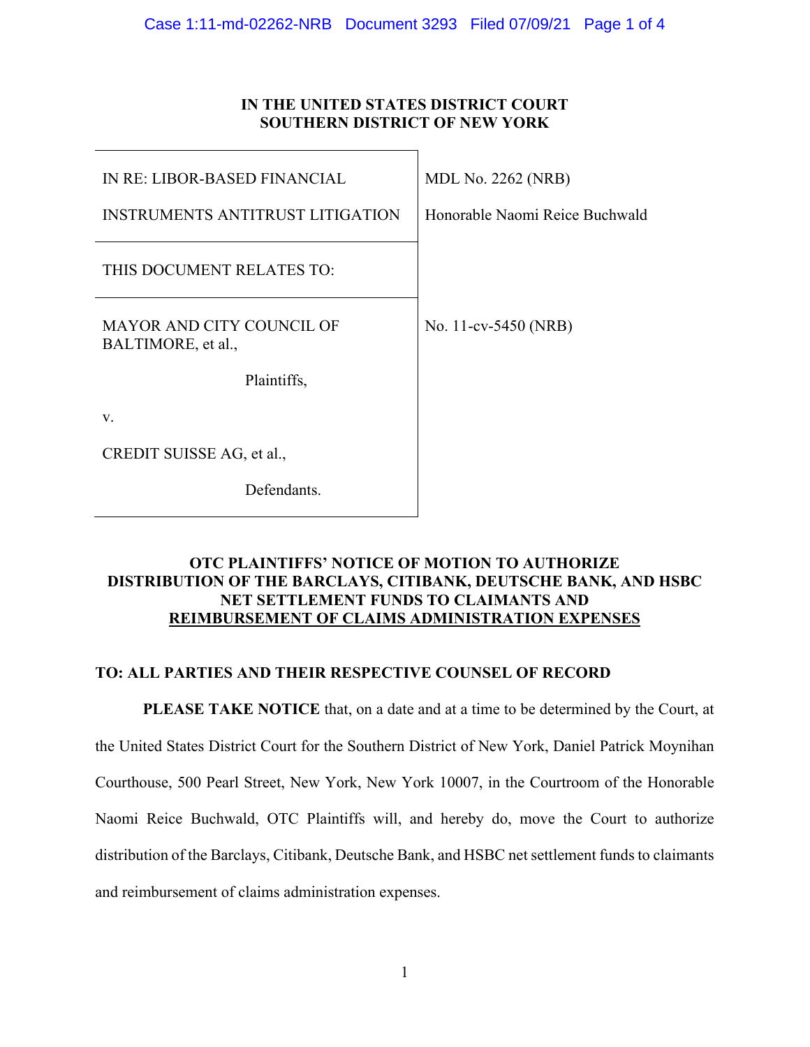**IN THE UNITED STATES DISTRICT COURT**
**SOUTHERN DISTRICT OF NEW YORK**

| | |
|---|---|
| IN RE: LIBOR-BASED FINANCIAL INSTRUMENTS ANTITRUST LITIGATION | MDL No. 2262 (NRB)<br>Honorable Naomi Reice Buchwald |
| THIS DOCUMENT RELATES TO: | |
| MAYOR AND CITY COUNCIL OF BALTIMORE, et al.,<br>Plaintiffs,<br>v.<br>CREDIT SUISSE AG, et al.,<br>Defendants. | No. 11-cv-5450 (NRB) |

**OTC PLAINTIFFS' NOTICE OF MOTION TO AUTHORIZE DISTRIBUTION OF THE BARCLAYS, CITIBANK, DEUTSCHE BANK, AND HSBC NET SETTLEMENT FUNDS TO CLAIMANTS AND REIMBURSEMENT OF CLAIMS ADMINISTRATION EXPENSES**

**TO: ALL PARTIES AND THEIR RESPECTIVE COUNSEL OF RECORD**

**PLEASE TAKE NOTICE** that, on a date and at a time to be determined by the Court, at the United States District Court for the Southern District of New York, Daniel Patrick Moynihan Courthouse, 500 Pearl Street, New York, New York 10007, in the Courtroom of the Honorable Naomi Reice Buchwald, OTC Plaintiffs will, and hereby do, move the Court to authorize distribution of the Barclays, Citibank, Deutsche Bank, and HSBC net settlement funds to claimants and reimbursement of claims administration expenses.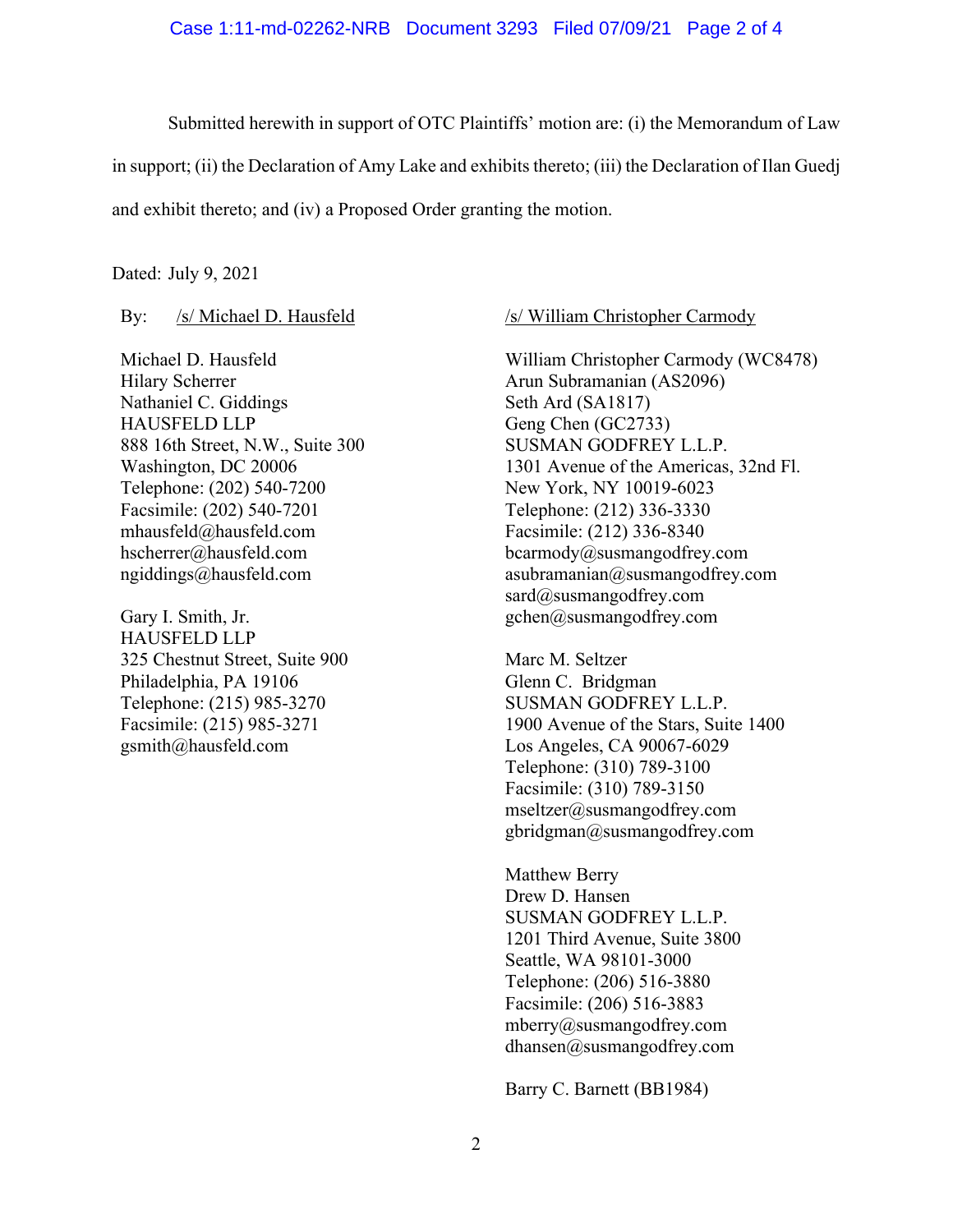Submitted herewith in support of OTC Plaintiffs' motion are: (i) the Memorandum of Law in support; (ii) the Declaration of Amy Lake and exhibits thereto; (iii) the Declaration of Ilan Guedj and exhibit thereto; and (iv) a Proposed Order granting the motion.

Dated: July 9, 2021

By: /s/ Michael D. Hausfeld

Michael D. Hausfeld
Hilary Scherrer
Nathaniel C. Giddings
HAUSFELD LLP
888 16th Street, N.W., Suite 300
Washington, DC 20006
Telephone: (202) 540-7200
Facsimile: (202) 540-7201
mhausfeld@hausfeld.com
hscherrer@hausfeld.com
ngiddings@hausfeld.com

Gary I. Smith, Jr.
HAUSFELD LLP
325 Chestnut Street, Suite 900
Philadelphia, PA 19106
Telephone: (215) 985-3270
Facsimile: (215) 985-3271
gsmith@hausfeld.com

/s/ William Christopher Carmody

William Christopher Carmody (WC8478)
Arun Subramanian (AS2096)
Seth Ard (SA1817)
Geng Chen (GC2733)
SUSMAN GODFREY L.L.P.
1301 Avenue of the Americas, 32nd Fl.
New York, NY 10019-6023
Telephone: (212) 336-3330
Facsimile: (212) 336-8340
bcarmody@susmangodfrey.com
asubramanian@susmangodfrey.com
sard@susmangodfrey.com
gchen@susmangodfrey.com

Marc M. Seltzer
Glenn C. Bridgman
SUSMAN GODFREY L.L.P.
1900 Avenue of the Stars, Suite 1400
Los Angeles, CA 90067-6029
Telephone: (310) 789-3100
Facsimile: (310) 789-3150
mseltzer@susmangodfrey.com
gbridgman@susmangodfrey.com

Matthew Berry
Drew D. Hansen
SUSMAN GODFREY L.L.P.
1201 Third Avenue, Suite 3800
Seattle, WA 98101-3000
Telephone: (206) 516-3880
Facsimile: (206) 516-3883
mberry@susmangodfrey.com
dhansen@susmangodfrey.com

Barry C. Barnett (BB1984)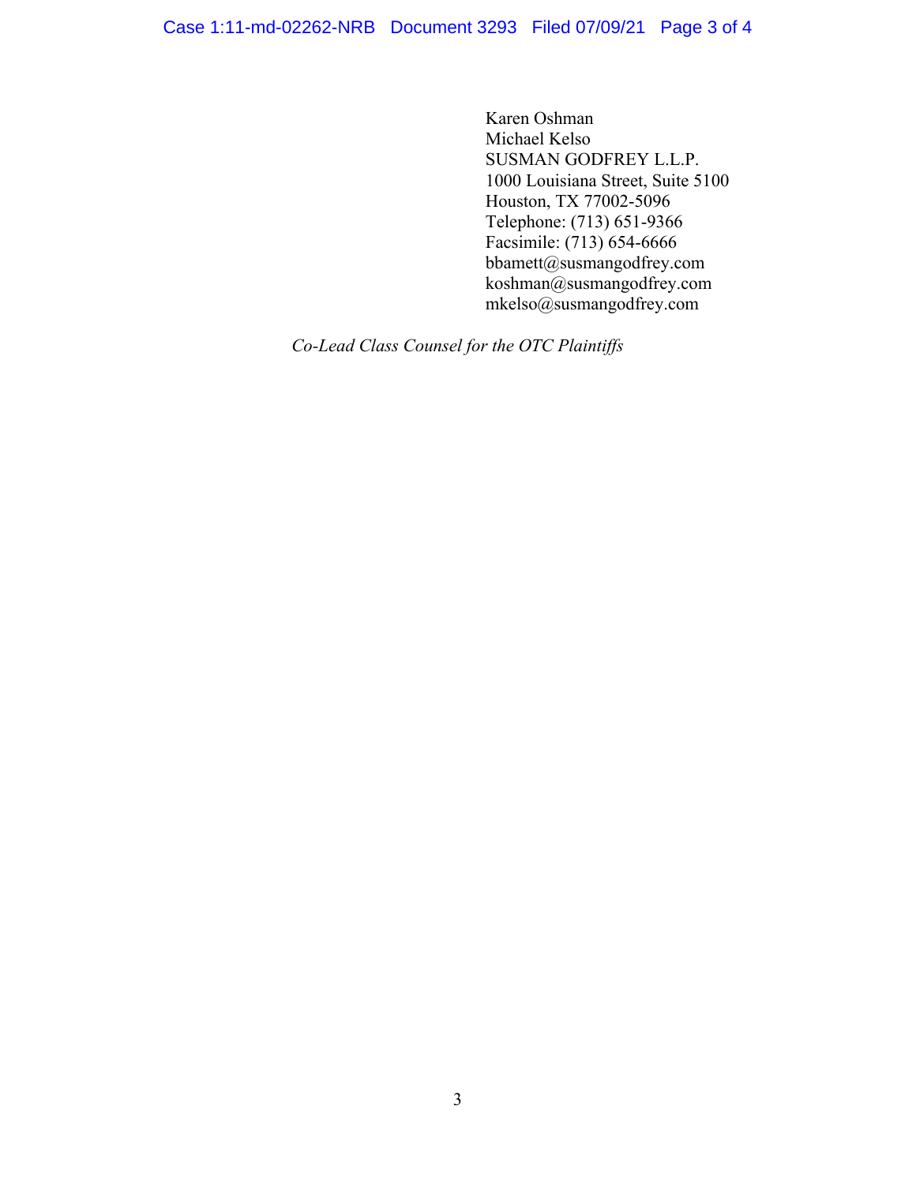Karen Oshman
Michael Kelso
SUSMAN GODFREY L.L.P.
1000 Louisiana Street, Suite 5100
Houston, TX 77002-5096
Telephone: (713) 651-9366
Facsimile: (713) 654-6666
bbamett@susmangodfrey.com
koshman@susmangodfrey.com
mkelso@susmangodfrey.com

*Co-Lead Class Counsel for the OTC Plaintiffs*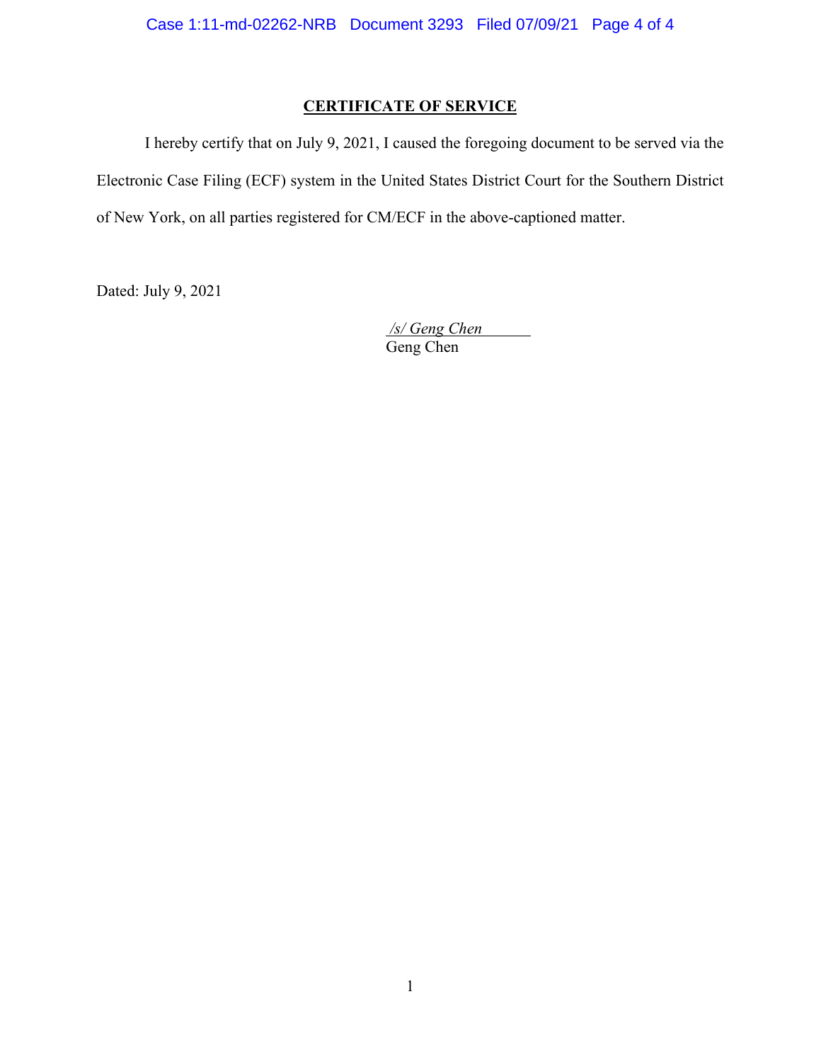## CERTIFICATE OF SERVICE

I hereby certify that on July 9, 2021, I caused the foregoing document to be served via the Electronic Case Filing (ECF) system in the United States District Court for the Southern District of New York, on all parties registered for CM/ECF in the above-captioned matter.

Dated: July 9, 2021

*/s/ Geng Chen*
Geng Chen